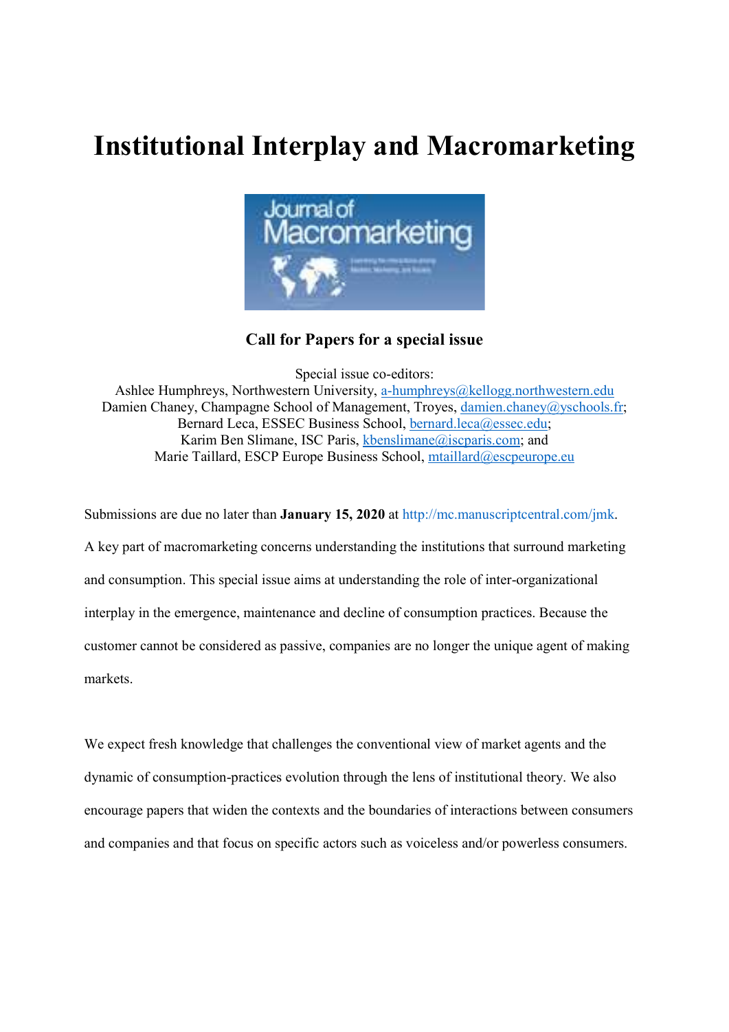# Institutional Interplay and Macromarketing

**Call for Papers for a special issue**

Special issue co-editors:
Ashlee Humphreys, Northwestern University, a-humphreys@kellogg.northwestern.edu
Damien Chaney, Champagne School of Management, Troyes, damien.chaney@yschools.fr;
Bernard Leca, ESSEC Business School, bernard.leca@essec.edu;
Karim Ben Slimane, ISC Paris, kbenslimane@iscparis.com; and
Marie Taillard, ESCP Europe Business School, mtaillard@escpeurope.eu

Submissions are due no later than **January 15, 2020** at http://mc.manuscriptcentral.com/jmk.

A key part of macromarketing concerns understanding the institutions that surround marketing and consumption. This special issue aims at understanding the role of inter-organizational interplay in the emergence, maintenance and decline of consumption practices. Because the customer cannot be considered as passive, companies are no longer the unique agent of making markets.

We expect fresh knowledge that challenges the conventional view of market agents and the dynamic of consumption-practices evolution through the lens of institutional theory. We also encourage papers that widen the contexts and the boundaries of interactions between consumers and companies and that focus on specific actors such as voiceless and/or powerless consumers.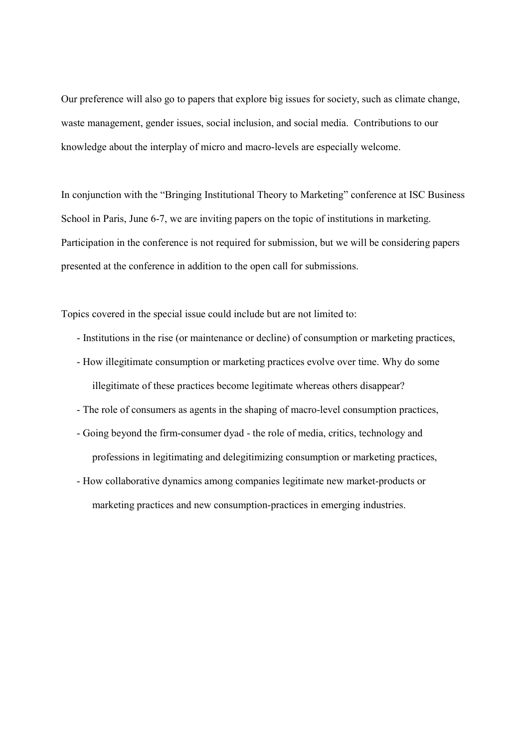Our preference will also go to papers that explore big issues for society, such as climate change, waste management, gender issues, social inclusion, and social media. Contributions to our knowledge about the interplay of micro and macro-levels are especially welcome.

In conjunction with the "Bringing Institutional Theory to Marketing" conference at ISC Business School in Paris, June 6-7, we are inviting papers on the topic of institutions in marketing. Participation in the conference is not required for submission, but we will be considering papers presented at the conference in addition to the open call for submissions.

Topics covered in the special issue could include but are not limited to:

- Institutions in the rise (or maintenance or decline) of consumption or marketing practices,
- How illegitimate consumption or marketing practices evolve over time. Why do some illegitimate of these practices become legitimate whereas others disappear?
- The role of consumers as agents in the shaping of macro-level consumption practices,
- Going beyond the firm-consumer dyad - the role of media, critics, technology and professions in legitimating and delegitimizing consumption or marketing practices,
- How collaborative dynamics among companies legitimate new market-products or marketing practices and new consumption-practices in emerging industries.